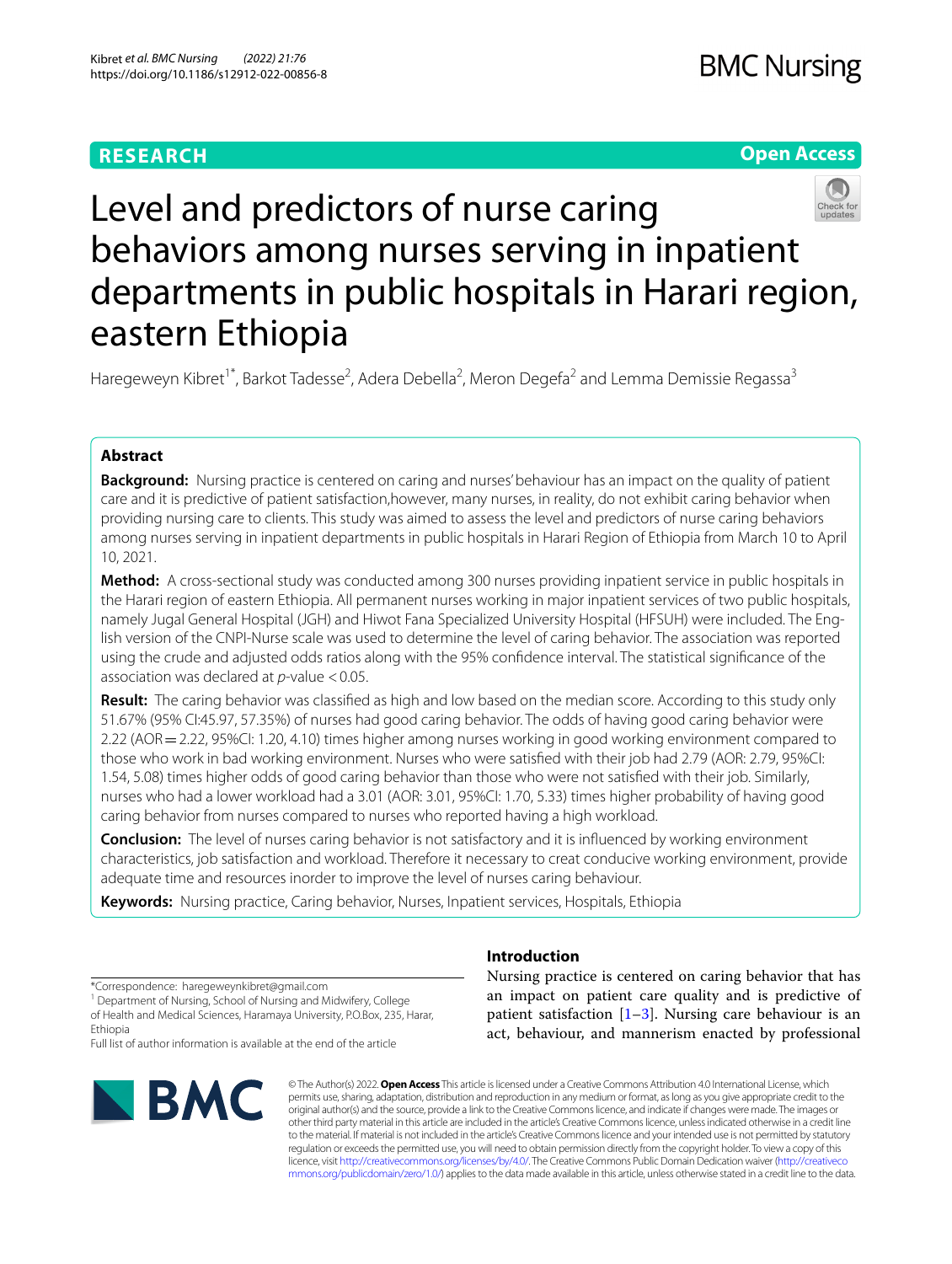RESEARCH

Open Access

# Level and predictors of nurse caring behaviors among nurses serving in inpatient departments in public hospitals in Harari region, eastern Ethiopia

Haregeweyn Kibret[1*], Barkot Tadesse[2], Adera Debella[2], Meron Degefa[2] and Lemma Demissie Regassa[3]

## Abstract

**Background:** Nursing practice is centered on caring and nurses' behaviour has an impact on the quality of patient care and it is predictive of patient satisfaction,however, many nurses, in reality, do not exhibit caring behavior when providing nursing care to clients. This study was aimed to assess the level and predictors of nurse caring behaviors among nurses serving in inpatient departments in public hospitals in Harari Region of Ethiopia from March 10 to April 10, 2021.

**Method:** A cross-sectional study was conducted among 300 nurses providing inpatient service in public hospitals in the Harari region of eastern Ethiopia. All permanent nurses working in major inpatient services of two public hospitals, namely Jugal General Hospital (JGH) and Hiwot Fana Specialized University Hospital (HFSUH) were included. The English version of the CNPI-Nurse scale was used to determine the level of caring behavior. The association was reported using the crude and adjusted odds ratios along with the 95% confidence interval. The statistical significance of the association was declared at *p*-value < 0.05.

**Result:** The caring behavior was classified as high and low based on the median score. According to this study only 51.67% (95% CI:45.97, 57.35%) of nurses had good caring behavior. The odds of having good caring behavior were 2.22 (AOR = 2.22, 95%CI: 1.20, 4.10) times higher among nurses working in good working environment compared to those who work in bad working environment. Nurses who were satisfied with their job had 2.79 (AOR: 2.79, 95%CI: 1.54, 5.08) times higher odds of good caring behavior than those who were not satisfied with their job. Similarly, nurses who had a lower workload had a 3.01 (AOR: 3.01, 95%CI: 1.70, 5.33) times higher probability of having good caring behavior from nurses compared to nurses who reported having a high workload.

**Conclusion:** The level of nurses caring behavior is not satisfactory and it is influenced by working environment characteristics, job satisfaction and workload. Therefore it necessary to creat conducive working environment, provide adequate time and resources inorder to improve the level of nurses caring behaviour.

**Keywords:** Nursing practice, Caring behavior, Nurses, Inpatient services, Hospitals, Ethiopia

## Introduction

Nursing practice is centered on caring behavior that has an impact on patient care quality and is predictive of patient satisfaction [1–3]. Nursing care behaviour is an act, behaviour, and mannerism enacted by professional

*Correspondence: haregeweynkibret@gmail.com

[1] Department of Nursing, School of Nursing and Midwifery, College of Health and Medical Sciences, Haramaya University, P.O.Box, 235, Harar, Ethiopia

Full list of author information is available at the end of the article

© The Author(s) 2022. **Open Access** This article is licensed under a Creative Commons Attribution 4.0 International License, which permits use, sharing, adaptation, distribution and reproduction in any medium or format, as long as you give appropriate credit to the original author(s) and the source, provide a link to the Creative Commons licence, and indicate if changes were made. The images or other third party material in this article are included in the article's Creative Commons licence, unless indicated otherwise in a credit line to the material. If material is not included in the article's Creative Commons licence and your intended use is not permitted by statutory regulation or exceeds the permitted use, you will need to obtain permission directly from the copyright holder. To view a copy of this licence, visit http://creativecommons.org/licenses/by/4.0/. The Creative Commons Public Domain Dedication waiver (http://creativecommons.org/publicdomain/zero/1.0/) applies to the data made available in this article, unless otherwise stated in a credit line to the data.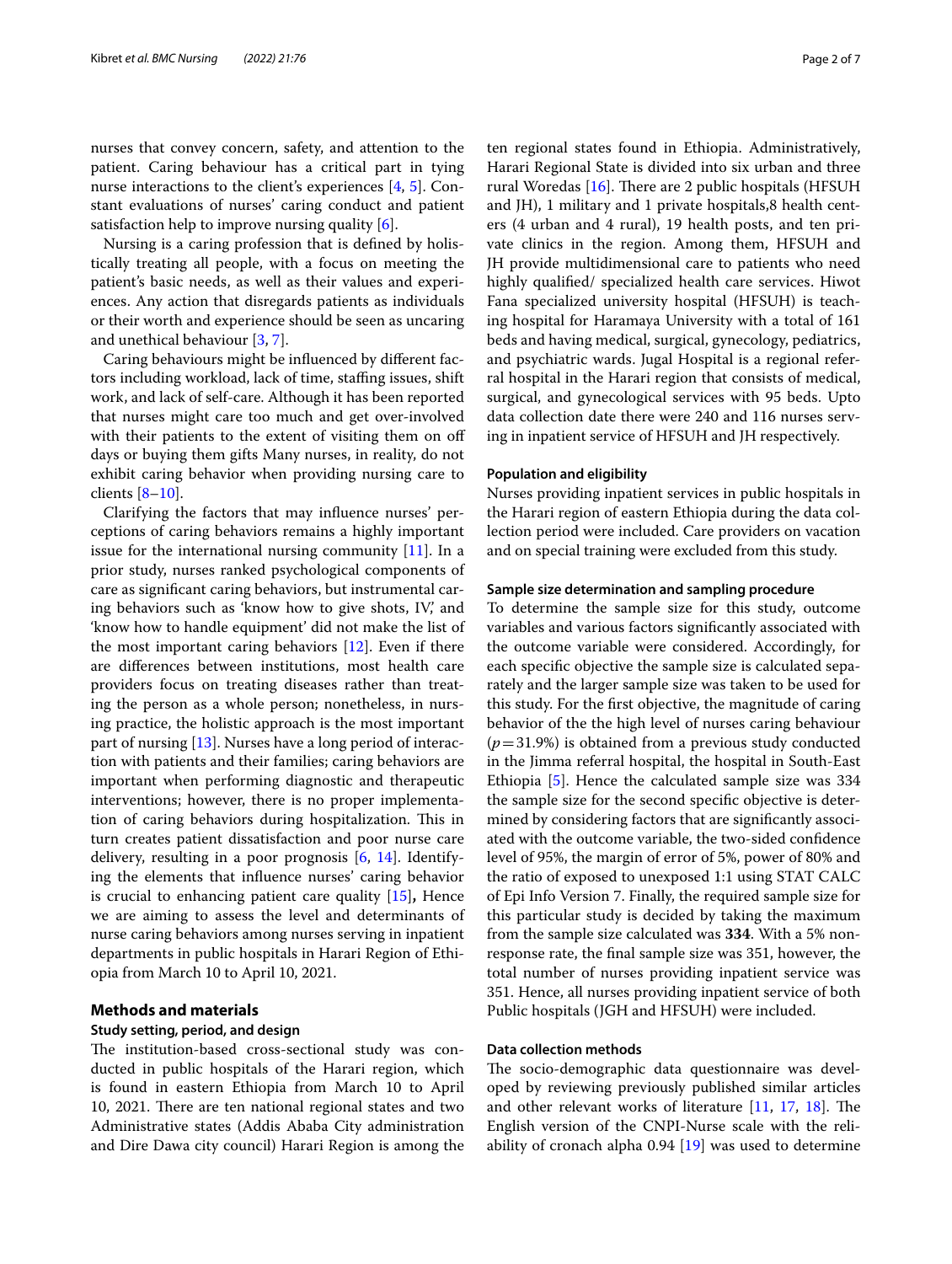nurses that convey concern, safety, and attention to the patient. Caring behaviour has a critical part in tying nurse interactions to the client's experiences [4, 5]. Constant evaluations of nurses' caring conduct and patient satisfaction help to improve nursing quality [6].

Nursing is a caring profession that is defined by holistically treating all people, with a focus on meeting the patient's basic needs, as well as their values and experiences. Any action that disregards patients as individuals or their worth and experience should be seen as uncaring and unethical behaviour [3, 7].

Caring behaviours might be influenced by different factors including workload, lack of time, staffing issues, shift work, and lack of self-care. Although it has been reported that nurses might care too much and get over-involved with their patients to the extent of visiting them on off days or buying them gifts Many nurses, in reality, do not exhibit caring behavior when providing nursing care to clients [8–10].

Clarifying the factors that may influence nurses' perceptions of caring behaviors remains a highly important issue for the international nursing community [11]. In a prior study, nurses ranked psychological components of care as significant caring behaviors, but instrumental caring behaviors such as 'know how to give shots, IV,' and 'know how to handle equipment' did not make the list of the most important caring behaviors [12]. Even if there are differences between institutions, most health care providers focus on treating diseases rather than treating the person as a whole person; nonetheless, in nursing practice, the holistic approach is the most important part of nursing [13]. Nurses have a long period of interaction with patients and their families; caring behaviors are important when performing diagnostic and therapeutic interventions; however, there is no proper implementation of caring behaviors during hospitalization. This in turn creates patient dissatisfaction and poor nurse care delivery, resulting in a poor prognosis [6, 14]. Identifying the elements that influence nurses' caring behavior is crucial to enhancing patient care quality [15]**,** Hence we are aiming to assess the level and determinants of nurse caring behaviors among nurses serving in inpatient departments in public hospitals in Harari Region of Ethiopia from March 10 to April 10, 2021.

## Methods and materials

### Study setting, period, and design

The institution-based cross-sectional study was conducted in public hospitals of the Harari region, which is found in eastern Ethiopia from March 10 to April 10, 2021. There are ten national regional states and two Administrative states (Addis Ababa City administration and Dire Dawa city council) Harari Region is among the ten regional states found in Ethiopia. Administratively, Harari Regional State is divided into six urban and three rural Woredas [16]. There are 2 public hospitals (HFSUH and JH), 1 military and 1 private hospitals,8 health centers (4 urban and 4 rural), 19 health posts, and ten private clinics in the region. Among them, HFSUH and JH provide multidimensional care to patients who need highly qualified/ specialized health care services. Hiwot Fana specialized university hospital (HFSUH) is teaching hospital for Haramaya University with a total of 161 beds and having medical, surgical, gynecology, pediatrics, and psychiatric wards. Jugal Hospital is a regional referral hospital in the Harari region that consists of medical, surgical, and gynecological services with 95 beds. Upto data collection date there were 240 and 116 nurses serving in inpatient service of HFSUH and JH respectively.

### Population and eligibility

Nurses providing inpatient services in public hospitals in the Harari region of eastern Ethiopia during the data collection period were included. Care providers on vacation and on special training were excluded from this study.

### Sample size determination and sampling procedure

To determine the sample size for this study, outcome variables and various factors significantly associated with the outcome variable were considered. Accordingly, for each specific objective the sample size is calculated separately and the larger sample size was taken to be used for this study. For the first objective, the magnitude of caring behavior of the the high level of nurses caring behaviour ($p=31.9\%$) is obtained from a previous study conducted in the Jimma referral hospital, the hospital in South-East Ethiopia [5]. Hence the calculated sample size was 334 the sample size for the second specific objective is determined by considering factors that are significantly associated with the outcome variable, the two-sided confidence level of 95%, the margin of error of 5%, power of 80% and the ratio of exposed to unexposed 1:1 using STAT CALC of Epi Info Version 7. Finally, the required sample size for this particular study is decided by taking the maximum from the sample size calculated was **334**. With a 5% non-response rate, the final sample size was 351, however, the total number of nurses providing inpatient service was 351. Hence, all nurses providing inpatient service of both Public hospitals (JGH and HFSUH) were included.

### Data collection methods

The socio-demographic data questionnaire was developed by reviewing previously published similar articles and other relevant works of literature [11, 17, 18]. The English version of the CNPI-Nurse scale with the reliability of cronach alpha 0.94 [19] was used to determine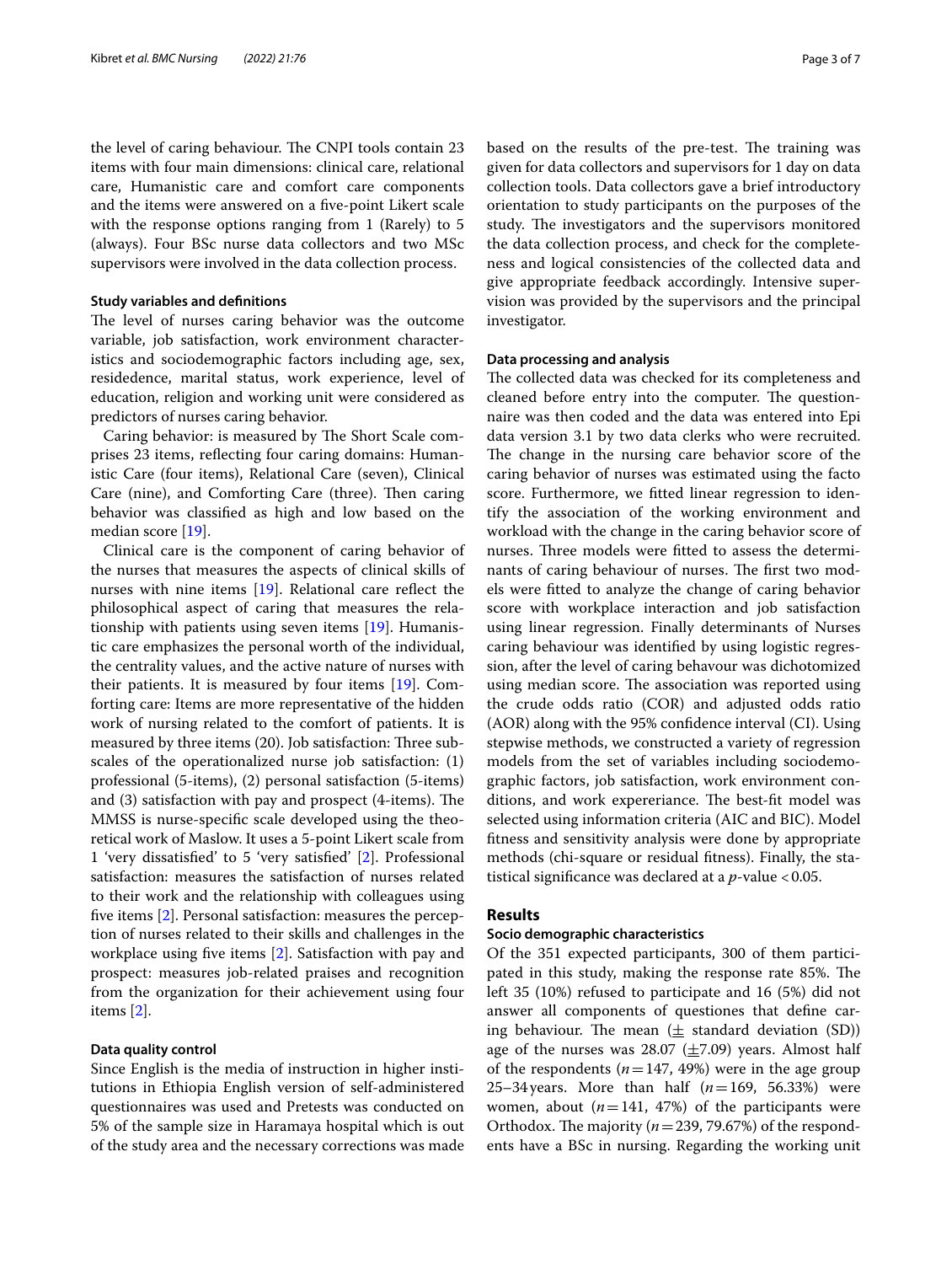the level of caring behaviour. The CNPI tools contain 23 items with four main dimensions: clinical care, relational care, Humanistic care and comfort care components and the items were answered on a five-point Likert scale with the response options ranging from 1 (Rarely) to 5 (always). Four BSc nurse data collectors and two MSc supervisors were involved in the data collection process.

### Study variables and definitions

The level of nurses caring behavior was the outcome variable, job satisfaction, work environment characteristics and sociodemographic factors including age, sex, residedence, marital status, work experience, level of education, religion and working unit were considered as predictors of nurses caring behavior.

Caring behavior: is measured by The Short Scale comprises 23 items, reflecting four caring domains: Humanistic Care (four items), Relational Care (seven), Clinical Care (nine), and Comforting Care (three). Then caring behavior was classified as high and low based on the median score [19].

Clinical care is the component of caring behavior of the nurses that measures the aspects of clinical skills of nurses with nine items [19]. Relational care reflect the philosophical aspect of caring that measures the relationship with patients using seven items [19]. Humanistic care emphasizes the personal worth of the individual, the centrality values, and the active nature of nurses with their patients. It is measured by four items [19]. Comforting care: Items are more representative of the hidden work of nursing related to the comfort of patients. It is measured by three items (20). Job satisfaction: Three subscales of the operationalized nurse job satisfaction: (1) professional (5-items), (2) personal satisfaction (5-items) and (3) satisfaction with pay and prospect (4-items). The MMSS is nurse-specific scale developed using the theoretical work of Maslow. It uses a 5-point Likert scale from 1 'very dissatisfied' to 5 'very satisfied' [2]. Professional satisfaction: measures the satisfaction of nurses related to their work and the relationship with colleagues using five items [2]. Personal satisfaction: measures the perception of nurses related to their skills and challenges in the workplace using five items [2]. Satisfaction with pay and prospect: measures job-related praises and recognition from the organization for their achievement using four items [2].

### Data quality control

Since English is the media of instruction in higher institutions in Ethiopia English version of self-administered questionnaires was used and Pretests was conducted on 5% of the sample size in Haramaya hospital which is out of the study area and the necessary corrections was made based on the results of the pre-test. The training was given for data collectors and supervisors for 1 day on data collection tools. Data collectors gave a brief introductory orientation to study participants on the purposes of the study. The investigators and the supervisors monitored the data collection process, and check for the completeness and logical consistencies of the collected data and give appropriate feedback accordingly. Intensive supervision was provided by the supervisors and the principal investigator.

### Data processing and analysis

The collected data was checked for its completeness and cleaned before entry into the computer. The questionnaire was then coded and the data was entered into Epi data version 3.1 by two data clerks who were recruited. The change in the nursing care behavior score of the caring behavior of nurses was estimated using the facto score. Furthermore, we fitted linear regression to identify the association of the working environment and workload with the change in the caring behavior score of nurses. Three models were fitted to assess the determinants of caring behaviour of nurses. The first two models were fitted to analyze the change of caring behavior score with workplace interaction and job satisfaction using linear regression. Finally determinants of Nurses caring behaviour was identified by using logistic regression, after the level of caring behavour was dichotomized using median score. The association was reported using the crude odds ratio (COR) and adjusted odds ratio (AOR) along with the 95% confidence interval (CI). Using stepwise methods, we constructed a variety of regression models from the set of variables including sociodemographic factors, job satisfaction, work environment conditions, and work expereriance. The best-fit model was selected using information criteria (AIC and BIC). Model fitness and sensitivity analysis were done by appropriate methods (chi-square or residual fitness). Finally, the statistical significance was declared at a $p$-value $< 0.05$.

## Results

### Socio demographic characteristics

Of the 351 expected participants, 300 of them participated in this study, making the response rate 85%. The left 35 (10%) refused to participate and 16 (5%) did not answer all components of questiones that define caring behaviour. The mean ($\pm$ standard deviation (SD)) age of the nurses was 28.07 ($\pm$7.09) years. Almost half of the respondents ($n = 147$, 49%) were in the age group 25–34 years. More than half ($n = 169$, 56.33%) were women, about ($n = 141$, 47%) of the participants were Orthodox. The majority ($n = 239$, 79.67%) of the respondents have a BSc in nursing. Regarding the working unit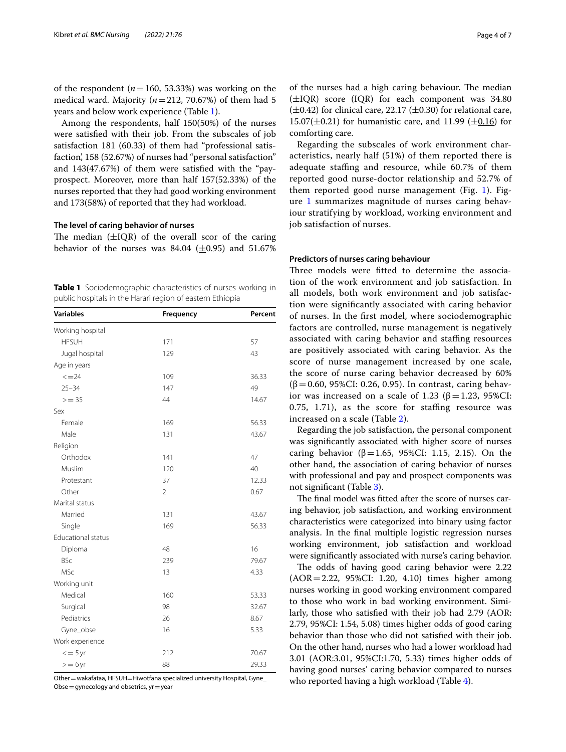of the respondent ($n=160$, 53.33%) was working on the medical ward. Majority ($n=212$, 70.67%) of them had 5 years and below work experience (Table 1).

Among the respondents, half 150(50%) of the nurses were satisfied with their job. From the subscales of job satisfaction 181 (60.33) of them had "professional satisfaction', 158 (52.67%) of nurses had "personal satisfaction" and 143(47.67%) of them were satisfied with the "pay-prospect. Moreover, more than half 157(52.33%) of the nurses reported that they had good working environment and 173(58%) of reported that they had workload.

### The level of caring behavior of nurses

The median (±IQR) of the overall scor of the caring behavior of the nurses was 84.04 (±0.95) and 51.67% of the nurses had a high caring behaviour. The median (±IQR) score (IQR) for each component was 34.80 (±0.42) for clinical care, 22.17 (±0.30) for relational care, 15.07(±0.21) for humanistic care, and 11.99 (±0.16) for comforting care.

Regarding the subscales of work environment characteristics, nearly half (51%) of them reported there is adequate staffing and resource, while 60.7% of them reported good nurse-doctor relationship and 52.7% of them reported good nurse management (Fig. 1). Figure 1 summarizes magnitude of nurses caring behaviour stratifying by workload, working environment and job satisfaction of nurses.

**Table 1** Sociodemographic characteristics of nurses working in public hospitals in the Harari region of eastern Ethiopia

| Variables | Frequency | Percent |
|---|---|---|
| Working hospital | | |
| HFSUH | 171 | 57 |
| Jugal hospital | 129 | 43 |
| Age in years | | |
| <=24 | 109 | 36.33 |
| 25–34 | 147 | 49 |
| >= 35 | 44 | 14.67 |
| Sex | | |
| Female | 169 | 56.33 |
| Male | 131 | 43.67 |
| Religion | | |
| Orthodox | 141 | 47 |
| Muslim | 120 | 40 |
| Protestant | 37 | 12.33 |
| Other | 2 | 0.67 |
| Marital status | | |
| Married | 131 | 43.67 |
| Single | 169 | 56.33 |
| Educational status | | |
| Diploma | 48 | 16 |
| BSc | 239 | 79.67 |
| MSc | 13 | 4.33 |
| Working unit | | |
| Medical | 160 | 53.33 |
| Surgical | 98 | 32.67 |
| Pediatrics | 26 | 8.67 |
| Gyne_obse | 16 | 5.33 |
| Work experience | | |
| <= 5 yr | 212 | 70.67 |
| >= 6 yr | 88 | 29.33 |

Other = wakafataa, HFSUH = Hiwotfana specialized university Hospital, Gyne_Obse = gynecology and obsetrics, yr = year

### Predictors of nurses caring behaviour

Three models were fitted to determine the association of the work environment and job satisfaction. In all models, both work environment and job satisfaction were significantly associated with caring behavior of nurses. In the first model, where sociodemographic factors are controlled, nurse management is negatively associated with caring behavior and staffing resources are positively associated with caring behavior. As the score of nurse management increased by one scale, the score of nurse caring behavior decreased by 60% ($\beta=0.60$, 95%CI: 0.26, 0.95). In contrast, caring behavior was increased on a scale of 1.23 ($\beta=1.23$, 95%CI: 0.75, 1.71), as the score for staffing resource was increased on a scale (Table 2).

Regarding the job satisfaction, the personal component was significantly associated with higher score of nurses caring behavior ($\beta=1.65$, 95%CI: 1.15, 2.15). On the other hand, the association of caring behavior of nurses with professional and pay and prospect components was not significant (Table 3).

The final model was fitted after the score of nurses caring behavior, job satisfaction, and working environment characteristics were categorized into binary using factor analysis. In the final multiple logistic regression nurses working environment, job satisfaction and workload were significantly associated with nurse's caring behavior.

The odds of having good caring behavior were 2.22 (AOR = 2.22, 95%CI: 1.20, 4.10) times higher among nurses working in good working environment compared to those who work in bad working environment. Similarly, those who satisfied with their job had 2.79 (AOR: 2.79, 95%CI: 1.54, 5.08) times higher odds of good caring behavior than those who did not satisfied with their job. On the other hand, nurses who had a lower workload had 3.01 (AOR:3.01, 95%CI:1.70, 5.33) times higher odds of having good nurses' caring behavior compared to nurses who reported having a high workload (Table 4).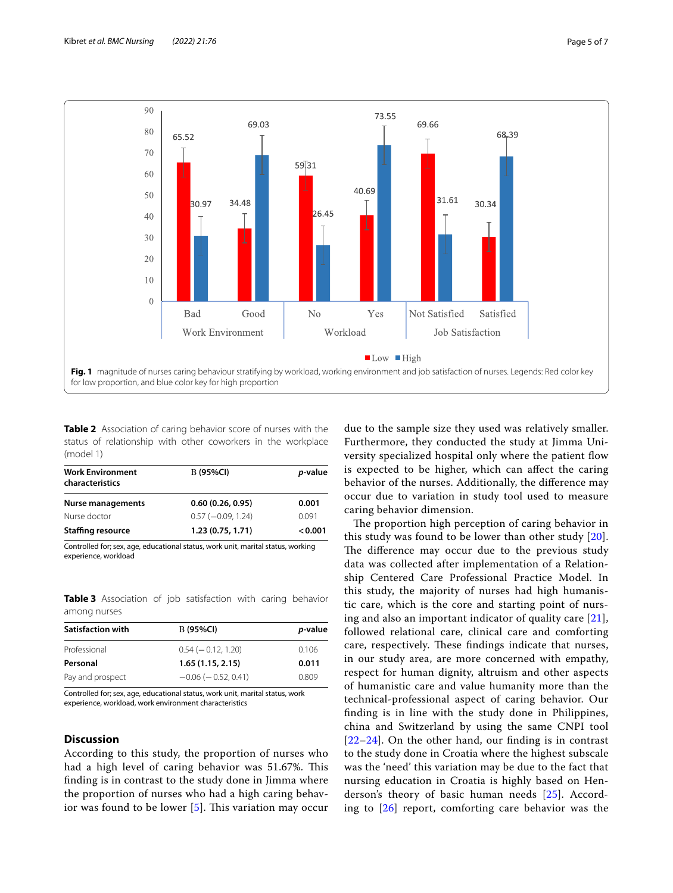Fig. 1 magnitude of nurses caring behaviour stratifying by workload, working environment and job satisfaction of nurses. Legends: Red color key for low proportion, and blue color key for high proportion

**Table 2** Association of caring behavior score of nurses with the status of relationship with other coworkers in the workplace (model 1)

| Work Environment characteristics | B (95%CI) | *p*-value |
|---|---|---|
| **Nurse managements** | **0.60 (0.26, 0.95)** | **0.001** |
| Nurse doctor | 0.57 (−0.09, 1.24) | 0.091 |
| **Staffing resource** | **1.23 (0.75, 1.71)** | **< 0.001** |

Controlled for; sex, age, educational status, work unit, marital status, working experience, workload

**Table 3** Association of job satisfaction with caring behavior among nurses

| Satisfaction with | B (95%CI) | *p*-value |
|---|---|---|
| Professional | 0.54 (−0.12, 1.20) | 0.106 |
| **Personal** | **1.65 (1.15, 2.15)** | **0.011** |
| Pay and prospect | −0.06 (−0.52, 0.41) | 0.809 |

Controlled for; sex, age, educational status, work unit, marital status, work experience, workload, work environment characteristics

## Discussion

According to this study, the proportion of nurses who had a high level of caring behavior was 51.67%. This finding is in contrast to the study done in Jimma where the proportion of nurses who had a high caring behavior was found to be lower [5]. This variation may occur due to the sample size they used was relatively smaller. Furthermore, they conducted the study at Jimma University specialized hospital only where the patient flow is expected to be higher, which can affect the caring behavior of the nurses. Additionally, the difference may occur due to variation in study tool used to measure caring behavior dimension.

The proportion high perception of caring behavior in this study was found to be lower than other study [20]. The difference may occur due to the previous study data was collected after implementation of a Relationship Centered Care Professional Practice Model. In this study, the majority of nurses had high humanistic care, which is the core and starting point of nursing and also an important indicator of quality care [21], followed relational care, clinical care and comforting care, respectively. These findings indicate that nurses, in our study area, are more concerned with empathy, respect for human dignity, altruism and other aspects of humanistic care and value humanity more than the technical-professional aspect of caring behavior. Our finding is in line with the study done in Philippines, china and Switzerland by using the same CNPI tool [22–24]. On the other hand, our finding is in contrast to the study done in Croatia where the highest subscale was the 'need' this variation may be due to the fact that nursing education in Croatia is highly based on Henderson's theory of basic human needs [25]. According to [26] report, comforting care behavior was the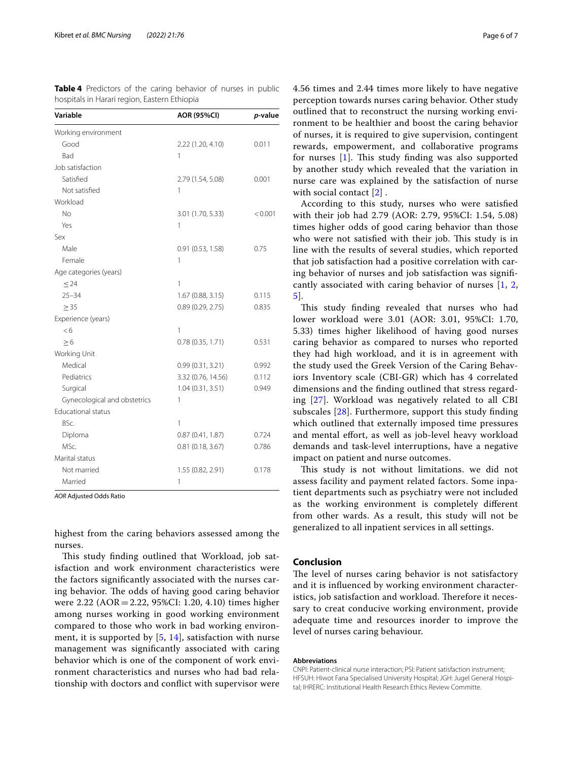**Table 4** Predictors of the caring behavior of nurses in public hospitals in Harari region, Eastern Ethiopia

| Variable | AOR (95%CI) | *p*-value |
|---|---|---|
| Working environment | | |
| Good | 2.22 (1.20, 4.10) | 0.011 |
| Bad | 1 | |
| Job satisfaction | | |
| Satisfied | 2.79 (1.54, 5.08) | 0.001 |
| Not satisfied | 1 | |
| Workload | | |
| No | 3.01 (1.70, 5.33) | < 0.001 |
| Yes | 1 | |
| Sex | | |
| Male | 0.91 (0.53, 1.58) | 0.75 |
| Female | 1 | |
| Age categories (years) | | |
| ≤ 24 | 1 | |
| 25–34 | 1.67 (0.88, 3.15) | 0.115 |
| ≥ 35 | 0.89 (0.29, 2.75) | 0.835 |
| Experience (years) | | |
| < 6 | 1 | |
| ≥ 6 | 0.78 (0.35, 1.71) | 0.531 |
| Working Unit | | |
| Medical | 0.99 (0.31, 3.21) | 0.992 |
| Pediatrics | 3.32 (0.76, 14.56) | 0.112 |
| Surgical | 1.04 (0.31, 3.51) | 0.949 |
| Gynecological and obstetrics | 1 | |
| Educational status | | |
| BSc. | 1 | |
| Diploma | 0.87 (0.41, 1.87) | 0.724 |
| MSc. | 0.81 (0.18, 3.67) | 0.786 |
| Marital status | | |
| Not married | 1.55 (0.82, 2.91) | 0.178 |
| Married | 1 | |

*AOR* Adjusted Odds Ratio

highest from the caring behaviors assessed among the nurses.

This study finding outlined that Workload, job satisfaction and work environment characteristics were the factors significantly associated with the nurses caring behavior. The odds of having good caring behavior were 2.22 (AOR = 2.22, 95%CI: 1.20, 4.10) times higher among nurses working in good working environment compared to those who work in bad working environment, it is supported by [5, 14], satisfaction with nurse management was significantly associated with caring behavior which is one of the component of work environment characteristics and nurses who had bad relationship with doctors and conflict with supervisor were 4.56 times and 2.44 times more likely to have negative perception towards nurses caring behavior. Other study outlined that to reconstruct the nursing working environment to be healthier and boost the caring behavior of nurses, it is required to give supervision, contingent rewards, empowerment, and collaborative programs for nurses [1]. This study finding was also supported by another study which revealed that the variation in nurse care was explained by the satisfaction of nurse with social contact [2] .

According to this study, nurses who were satisfied with their job had 2.79 (AOR: 2.79, 95%CI: 1.54, 5.08) times higher odds of good caring behavior than those who were not satisfied with their job. This study is in line with the results of several studies, which reported that job satisfaction had a positive correlation with caring behavior of nurses and job satisfaction was significantly associated with caring behavior of nurses [1, 2, 5].

This study finding revealed that nurses who had lower workload were 3.01 (AOR: 3.01, 95%CI: 1.70, 5.33) times higher likelihood of having good nurses caring behavior as compared to nurses who reported they had high workload, and it is in agreement with the study used the Greek Version of the Caring Behaviors Inventory scale (CBI-GR) which has 4 correlated dimensions and the finding outlined that stress regarding [27]. Workload was negatively related to all CBI subscales [28]. Furthermore, support this study finding which outlined that externally imposed time pressures and mental effort, as well as job-level heavy workload demands and task-level interruptions, have a negative impact on patient and nurse outcomes.

This study is not without limitations. we did not assess facility and payment related factors. Some inpatient departments such as psychiatry were not included as the working environment is completely different from other wards. As a result, this study will not be generalized to all inpatient services in all settings.

## Conclusion

The level of nurses caring behavior is not satisfactory and it is influenced by working environment characteristics, job satisfaction and workload. Therefore it necessary to creat conducive working environment, provide adequate time and resources inorder to improve the level of nurses caring behaviour.

#### Abbreviations

CNPI: Patient-clinical nurse interaction; PSI: Patient satisfaction instrument; HFSUH: Hiwot Fana Specialised University Hospital; JGH: Jugel General Hospital; IHRERC: Institutional Health Research Ethics Review Committe.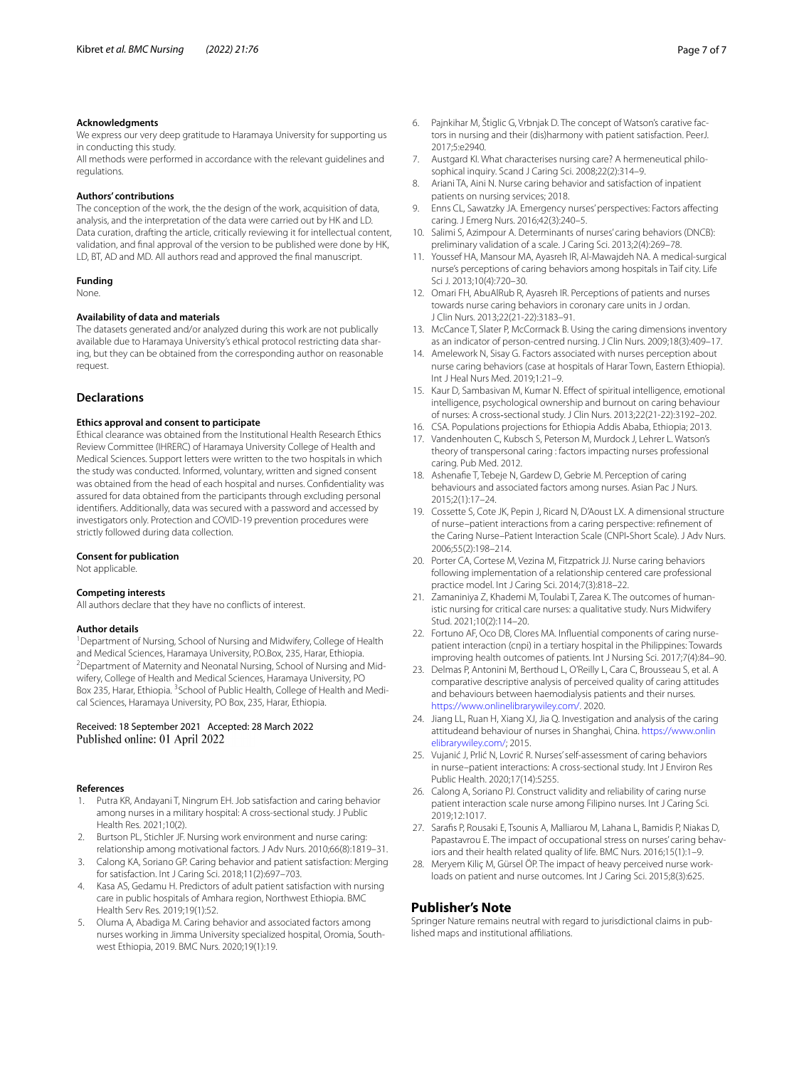### Acknowledgments

We express our very deep gratitude to Haramaya University for supporting us in conducting this study.

All methods were performed in accordance with the relevant guidelines and regulations.

### Authors' contributions

The conception of the work, the the design of the work, acquisition of data, analysis, and the interpretation of the data were carried out by HK and LD. Data curation, drafting the article, critically reviewing it for intellectual content, validation, and final approval of the version to be published were done by HK, LD, BT, AD and MD. All authors read and approved the final manuscript.

### Funding

None.

### Availability of data and materials

The datasets generated and/or analyzed during this work are not publically available due to Haramaya University's ethical protocol restricting data sharing, but they can be obtained from the corresponding author on reasonable request.

## Declarations

### Ethics approval and consent to participate

Ethical clearance was obtained from the Institutional Health Research Ethics Review Committee (IHRERC) of Haramaya University College of Health and Medical Sciences. Support letters were written to the two hospitals in which the study was conducted. Informed, voluntary, written and signed consent was obtained from the head of each hospital and nurses. Confidentiality was assured for data obtained from the participants through excluding personal identifiers. Additionally, data was secured with a password and accessed by investigators only. Protection and COVID-19 prevention procedures were strictly followed during data collection.

### Consent for publication

Not applicable.

### Competing interests

All authors declare that they have no conflicts of interest.

### Author details

[1]Department of Nursing, School of Nursing and Midwifery, College of Health and Medical Sciences, Haramaya University, P.O.Box, 235, Harar, Ethiopia. [2]Department of Maternity and Neonatal Nursing, School of Nursing and Midwifery, College of Health and Medical Sciences, Haramaya University, PO Box 235, Harar, Ethiopia. [3]School of Public Health, College of Health and Medical Sciences, Haramaya University, PO Box, 235, Harar, Ethiopia.

Received: 18 September 2021 Accepted: 28 March 2022
Published online: 01 April 2022

### References

1. Putra KR, Andayani T, Ningrum EH. Job satisfaction and caring behavior among nurses in a military hospital: A cross-sectional study. J Public Health Res. 2021;10(2).
2. Burtson PL, Stichler JF. Nursing work environment and nurse caring: relationship among motivational factors. J Adv Nurs. 2010;66(8):1819–31.
3. Calong KA, Soriano GP. Caring behavior and patient satisfaction: Merging for satisfaction. Int J Caring Sci. 2018;11(2):697–703.
4. Kasa AS, Gedamu H. Predictors of adult patient satisfaction with nursing care in public hospitals of Amhara region, Northwest Ethiopia. BMC Health Serv Res. 2019;19(1):52.
5. Oluma A, Abadiga M. Caring behavior and associated factors among nurses working in Jimma University specialized hospital, Oromia, Southwest Ethiopia, 2019. BMC Nurs. 2020;19(1):19.
6. Pajnkihar M, Štiglic G, Vrbnjak D. The concept of Watson's carative factors in nursing and their (dis)harmony with patient satisfaction. PeerJ. 2017;5:e2940.
7. Austgard KI. What characterises nursing care? A hermeneutical philosophical inquiry. Scand J Caring Sci. 2008;22(2):314–9.
8. Ariani TA, Aini N. Nurse caring behavior and satisfaction of inpatient patients on nursing services; 2018.
9. Enns CL, Sawatzky JA. Emergency nurses' perspectives: Factors affecting caring. J Emerg Nurs. 2016;42(3):240–5.
10. Salimi S, Azimpour A. Determinants of nurses' caring behaviors (DNCB): preliminary validation of a scale. J Caring Sci. 2013;2(4):269–78.
11. Youssef HA, Mansour MA, Ayasreh IR, Al-Mawajdeh NA. A medical-surgical nurse's perceptions of caring behaviors among hospitals in Taif city. Life Sci J. 2013;10(4):720–30.
12. Omari FH, AbuAlRub R, Ayasreh IR. Perceptions of patients and nurses towards nurse caring behaviors in coronary care units in J ordan. J Clin Nurs. 2013;22(21-22):3183–91.
13. McCance T, Slater P, McCormack B. Using the caring dimensions inventory as an indicator of person-centred nursing. J Clin Nurs. 2009;18(3):409–17.
14. Amelework N, Sisay G. Factors associated with nurses perception about nurse caring behaviors (case at hospitals of Harar Town, Eastern Ethiopia). Int J Heal Nurs Med. 2019;1:21–9.
15. Kaur D, Sambasivan M, Kumar N. Effect of spiritual intelligence, emotional intelligence, psychological ownership and burnout on caring behaviour of nurses: A cross-sectional study. J Clin Nurs. 2013;22(21-22):3192–202.
16. CSA. Populations projections for Ethiopia Addis Ababa, Ethiopia; 2013.
17. Vandenhouten C, Kubsch S, Peterson M, Murdock J, Lehrer L. Watson's theory of transpersonal caring : factors impacting nurses professional caring. Pub Med. 2012.
18. Ashenafie T, Tebeje N, Gardew D, Gebrie M. Perception of caring behaviours and associated factors among nurses. Asian Pac J Nurs. 2015;2(1):17–24.
19. Cossette S, Cote JK, Pepin J, Ricard N, D'Aoust LX. A dimensional structure of nurse–patient interactions from a caring perspective: refinement of the Caring Nurse–Patient Interaction Scale (CNPI-Short Scale). J Adv Nurs. 2006;55(2):198–214.
20. Porter CA, Cortese M, Vezina M, Fitzpatrick JJ. Nurse caring behaviors following implementation of a relationship centered care professional practice model. Int J Caring Sci. 2014;7(3):818–22.
21. Zamaniniya Z, Khademi M, Toulabi T, Zarea K. The outcomes of humanistic nursing for critical care nurses: a qualitative study. Nurs Midwifery Stud. 2021;10(2):114–20.
22. Fortuno AF, Oco DB, Clores MA. Influential components of caring nurse-patient interaction (cnpi) in a tertiary hospital in the Philippines: Towards improving health outcomes of patients. Int J Nursing Sci. 2017;7(4):84–90.
23. Delmas P, Antonini M, Berthoud L, O'Reilly L, Cara C, Brousseau S, et al. A comparative descriptive analysis of perceived quality of caring attitudes and behaviours between haemodialysis patients and their nurses. https://www.onlinelibrarywiley.com/. 2020.
24. Jiang LL, Ruan H, Xiang XJ, Jia Q. Investigation and analysis of the caring attitudeand behaviour of nurses in Shanghai, China. https://www.onlinelibrarywiley.com/; 2015.
25. Vujanić J, Prlić N, Lovrić R. Nurses' self-assessment of caring behaviors in nurse–patient interactions: A cross-sectional study. Int J Environ Res Public Health. 2020;17(14):5255.
26. Calong A, Soriano PJ. Construct validity and reliability of caring nurse patient interaction scale nurse among Filipino nurses. Int J Caring Sci. 2019;12:1017.
27. Sarafis P, Rousaki E, Tsounis A, Malliarou M, Lahana L, Bamidis P, Niakas D, Papastavrou E. The impact of occupational stress on nurses' caring behaviors and their health related quality of life. BMC Nurs. 2016;15(1):1–9.
28. Meryem Kiliç M, Gürsel ÖP. The impact of heavy perceived nurse workloads on patient and nurse outcomes. Int J Caring Sci. 2015;8(3):625.

## Publisher's Note

Springer Nature remains neutral with regard to jurisdictional claims in published maps and institutional affiliations.